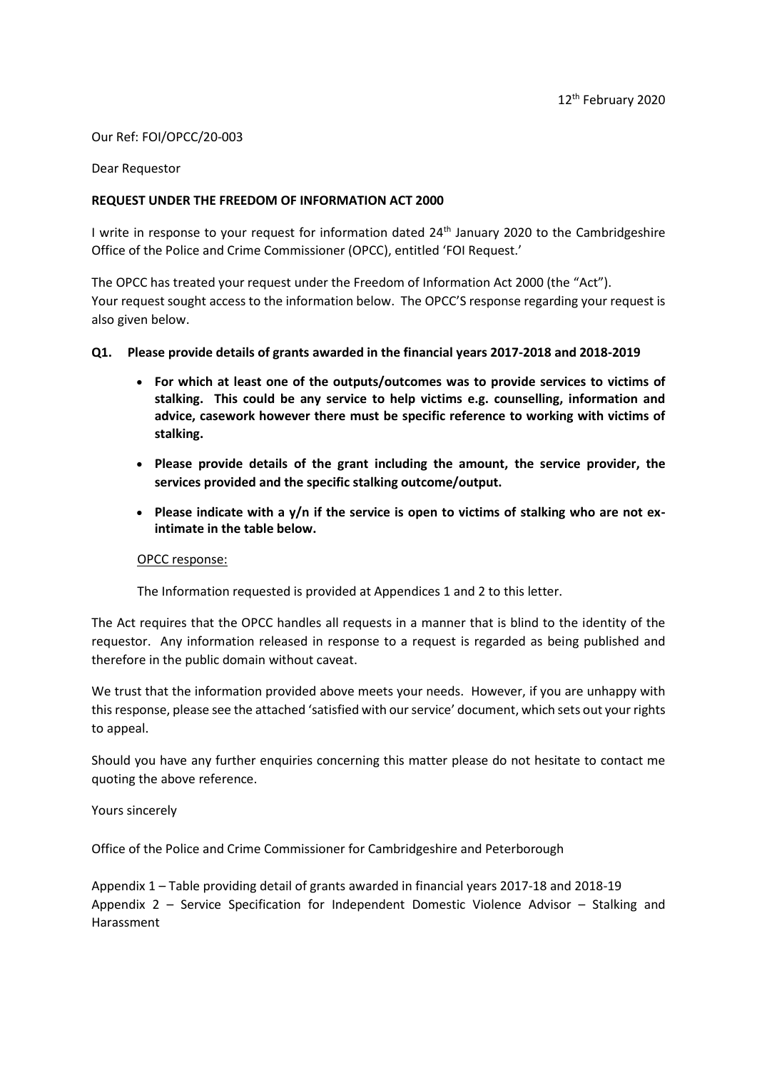12th February 2020

Our Ref: FOI/OPCC/20-003

Dear Requestor

**REQUEST UNDER THE FREEDOM OF INFORMATION ACT 2000**

I write in response to your request for information dated 24th January 2020 to the Cambridgeshire Office of the Police and Crime Commissioner (OPCC), entitled 'FOI Request.'

The OPCC has treated your request under the Freedom of Information Act 2000 (the "Act"). Your request sought access to the information below. The OPCC'S response regarding your request is also given below.

**Q1. Please provide details of grants awarded in the financial years 2017-2018 and 2018-2019**

- **For which at least one of the outputs/outcomes was to provide services to victims of stalking. This could be any service to help victims e.g. counselling, information and advice, casework however there must be specific reference to working with victims of stalking.**
- **Please provide details of the grant including the amount, the service provider, the services provided and the specific stalking outcome/output.**
- **Please indicate with a y/n if the service is open to victims of stalking who are not ex-intimate in the table below.**

OPCC response:

The Information requested is provided at Appendices 1 and 2 to this letter.

The Act requires that the OPCC handles all requests in a manner that is blind to the identity of the requestor. Any information released in response to a request is regarded as being published and therefore in the public domain without caveat.

We trust that the information provided above meets your needs. However, if you are unhappy with this response, please see the attached 'satisfied with our service' document, which sets out your rights to appeal.

Should you have any further enquiries concerning this matter please do not hesitate to contact me quoting the above reference.

Yours sincerely

Office of the Police and Crime Commissioner for Cambridgeshire and Peterborough

Appendix 1 – Table providing detail of grants awarded in financial years 2017-18 and 2018-19
Appendix 2 – Service Specification for Independent Domestic Violence Advisor – Stalking and Harassment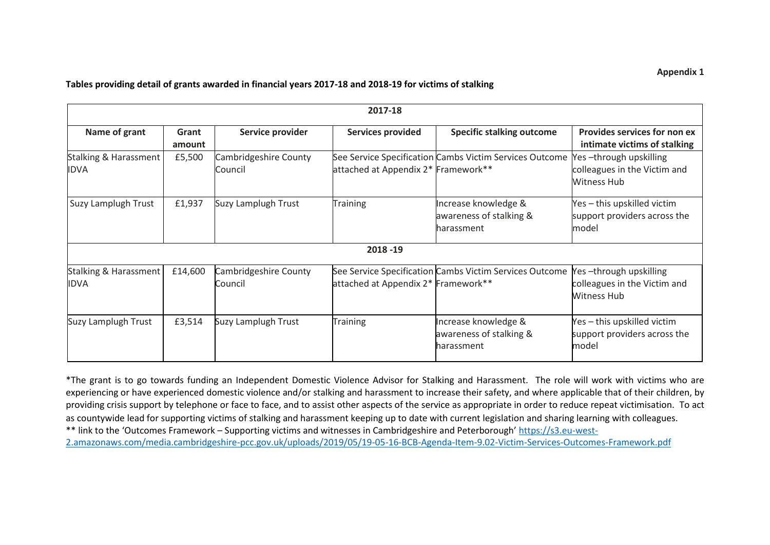**Appendix 1**

**Tables providing detail of grants awarded in financial years 2017-18 and 2018-19 for victims of stalking**

| **2017-18** | | | | | |
|---|---|---|---|---|---|
| **Name of grant** | **Grant amount** | **Service provider** | **Services provided** | **Specific stalking outcome** | **Provides services for non ex intimate victims of stalking** |
| Stalking & Harassment IDVA | £5,500 | Cambridgeshire County Council | See Service Specification attached at Appendix 2* | Cambs Victim Services Outcome Framework** | Yes –through upskilling colleagues in the Victim and Witness Hub |
| Suzy Lamplugh Trust | £1,937 | Suzy Lamplugh Trust | Training | Increase knowledge & awareness of stalking & harassment | Yes – this upskilled victim support providers across the model |
| **2018 -19** | | | | | |
| Stalking & Harassment IDVA | £14,600 | Cambridgeshire County Council | See Service Specification attached at Appendix 2* | Cambs Victim Services Outcome Framework** | Yes –through upskilling colleagues in the Victim and Witness Hub |
| Suzy Lamplugh Trust | £3,514 | Suzy Lamplugh Trust | Training | Increase knowledge & awareness of stalking & harassment | Yes – this upskilled victim support providers across the model |

*The grant is to go towards funding an Independent Domestic Violence Advisor for Stalking and Harassment. The role will work with victims who are experiencing or have experienced domestic violence and/or stalking and harassment to increase their safety, and where applicable that of their children, by providing crisis support by telephone or face to face, and to assist other aspects of the service as appropriate in order to reduce repeat victimisation. To act as countywide lead for supporting victims of stalking and harassment keeping up to date with current legislation and sharing learning with colleagues.

** link to the 'Outcomes Framework – Supporting victims and witnesses in Cambridgeshire and Peterborough' https://s3.eu-west-2.amazonaws.com/media.cambridgeshire-pcc.gov.uk/uploads/2019/05/19-05-16-BCB-Agenda-Item-9.02-Victim-Services-Outcomes-Framework.pdf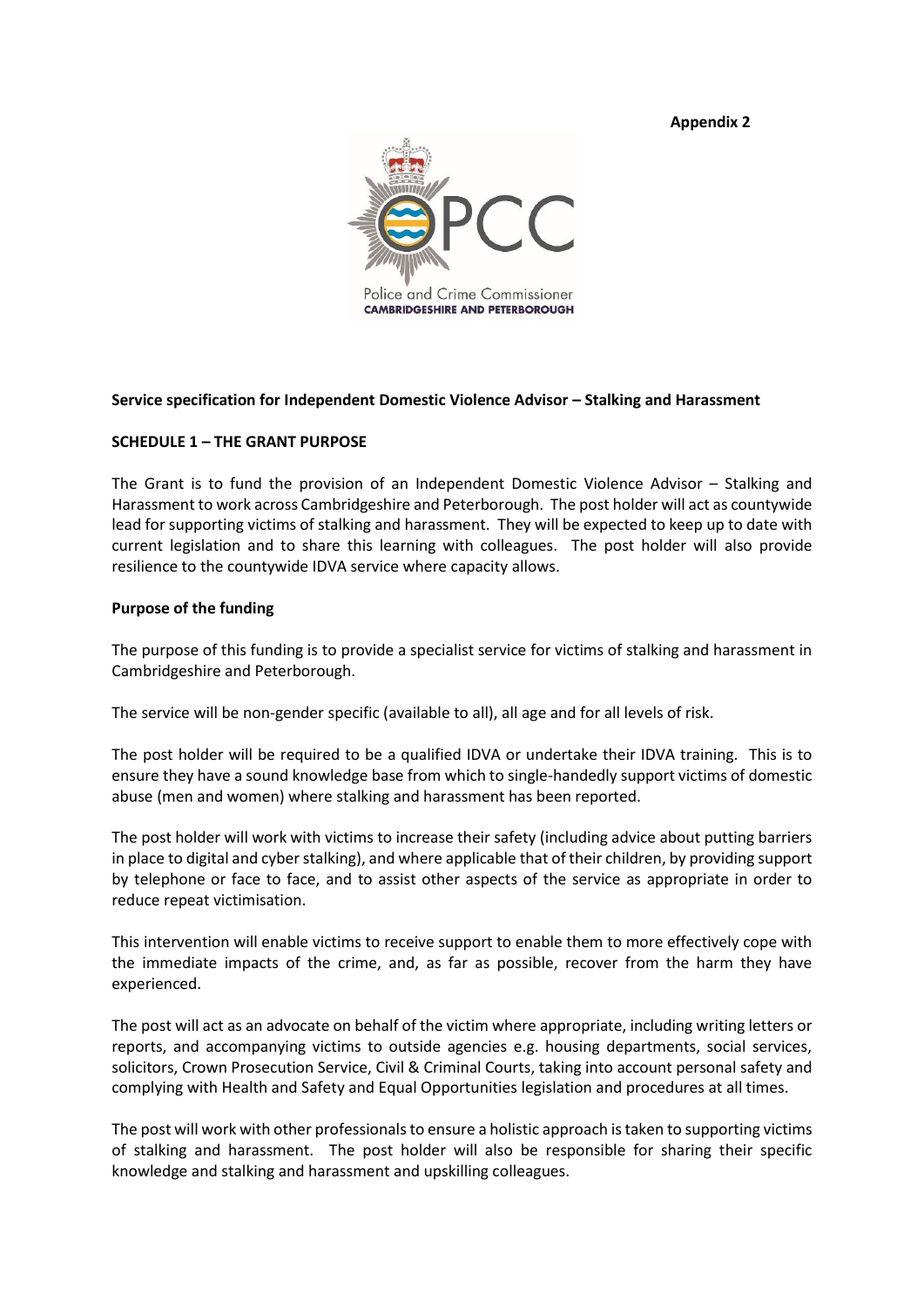**Appendix 2**

Police and Crime Commissioner
CAMBRIDGESHIRE AND PETERBOROUGH

**Service specification for Independent Domestic Violence Advisor – Stalking and Harassment**

**SCHEDULE 1 – THE GRANT PURPOSE**

The Grant is to fund the provision of an Independent Domestic Violence Advisor – Stalking and Harassment to work across Cambridgeshire and Peterborough. The post holder will act as countywide lead for supporting victims of stalking and harassment. They will be expected to keep up to date with current legislation and to share this learning with colleagues. The post holder will also provide resilience to the countywide IDVA service where capacity allows.

**Purpose of the funding**

The purpose of this funding is to provide a specialist service for victims of stalking and harassment in Cambridgeshire and Peterborough.

The service will be non-gender specific (available to all), all age and for all levels of risk.

The post holder will be required to be a qualified IDVA or undertake their IDVA training. This is to ensure they have a sound knowledge base from which to single-handedly support victims of domestic abuse (men and women) where stalking and harassment has been reported.

The post holder will work with victims to increase their safety (including advice about putting barriers in place to digital and cyber stalking), and where applicable that of their children, by providing support by telephone or face to face, and to assist other aspects of the service as appropriate in order to reduce repeat victimisation.

This intervention will enable victims to receive support to enable them to more effectively cope with the immediate impacts of the crime, and, as far as possible, recover from the harm they have experienced.

The post will act as an advocate on behalf of the victim where appropriate, including writing letters or reports, and accompanying victims to outside agencies e.g. housing departments, social services, solicitors, Crown Prosecution Service, Civil & Criminal Courts, taking into account personal safety and complying with Health and Safety and Equal Opportunities legislation and procedures at all times.

The post will work with other professionals to ensure a holistic approach is taken to supporting victims of stalking and harassment. The post holder will also be responsible for sharing their specific knowledge and stalking and harassment and upskilling colleagues.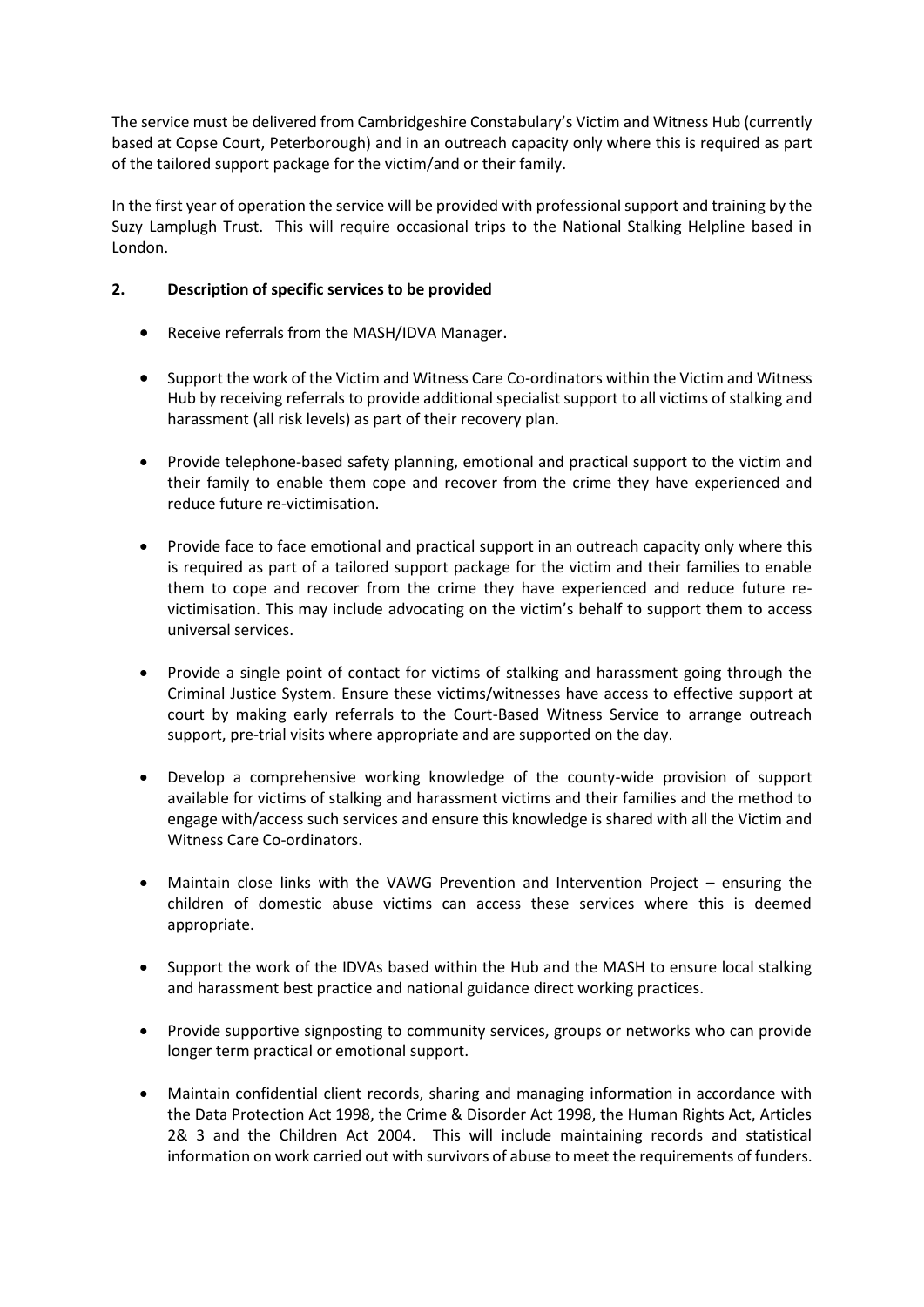The service must be delivered from Cambridgeshire Constabulary's Victim and Witness Hub (currently based at Copse Court, Peterborough) and in an outreach capacity only where this is required as part of the tailored support package for the victim/and or their family.

In the first year of operation the service will be provided with professional support and training by the Suzy Lamplugh Trust. This will require occasional trips to the National Stalking Helpline based in London.

## 2. Description of specific services to be provided

- Receive referrals from the MASH/IDVA Manager.
- Support the work of the Victim and Witness Care Co-ordinators within the Victim and Witness Hub by receiving referrals to provide additional specialist support to all victims of stalking and harassment (all risk levels) as part of their recovery plan.
- Provide telephone-based safety planning, emotional and practical support to the victim and their family to enable them cope and recover from the crime they have experienced and reduce future re-victimisation.
- Provide face to face emotional and practical support in an outreach capacity only where this is required as part of a tailored support package for the victim and their families to enable them to cope and recover from the crime they have experienced and reduce future re-victimisation. This may include advocating on the victim's behalf to support them to access universal services.
- Provide a single point of contact for victims of stalking and harassment going through the Criminal Justice System. Ensure these victims/witnesses have access to effective support at court by making early referrals to the Court-Based Witness Service to arrange outreach support, pre-trial visits where appropriate and are supported on the day.
- Develop a comprehensive working knowledge of the county-wide provision of support available for victims of stalking and harassment victims and their families and the method to engage with/access such services and ensure this knowledge is shared with all the Victim and Witness Care Co-ordinators.
- Maintain close links with the VAWG Prevention and Intervention Project – ensuring the children of domestic abuse victims can access these services where this is deemed appropriate.
- Support the work of the IDVAs based within the Hub and the MASH to ensure local stalking and harassment best practice and national guidance direct working practices.
- Provide supportive signposting to community services, groups or networks who can provide longer term practical or emotional support.
- Maintain confidential client records, sharing and managing information in accordance with the Data Protection Act 1998, the Crime & Disorder Act 1998, the Human Rights Act, Articles 2& 3 and the Children Act 2004. This will include maintaining records and statistical information on work carried out with survivors of abuse to meet the requirements of funders.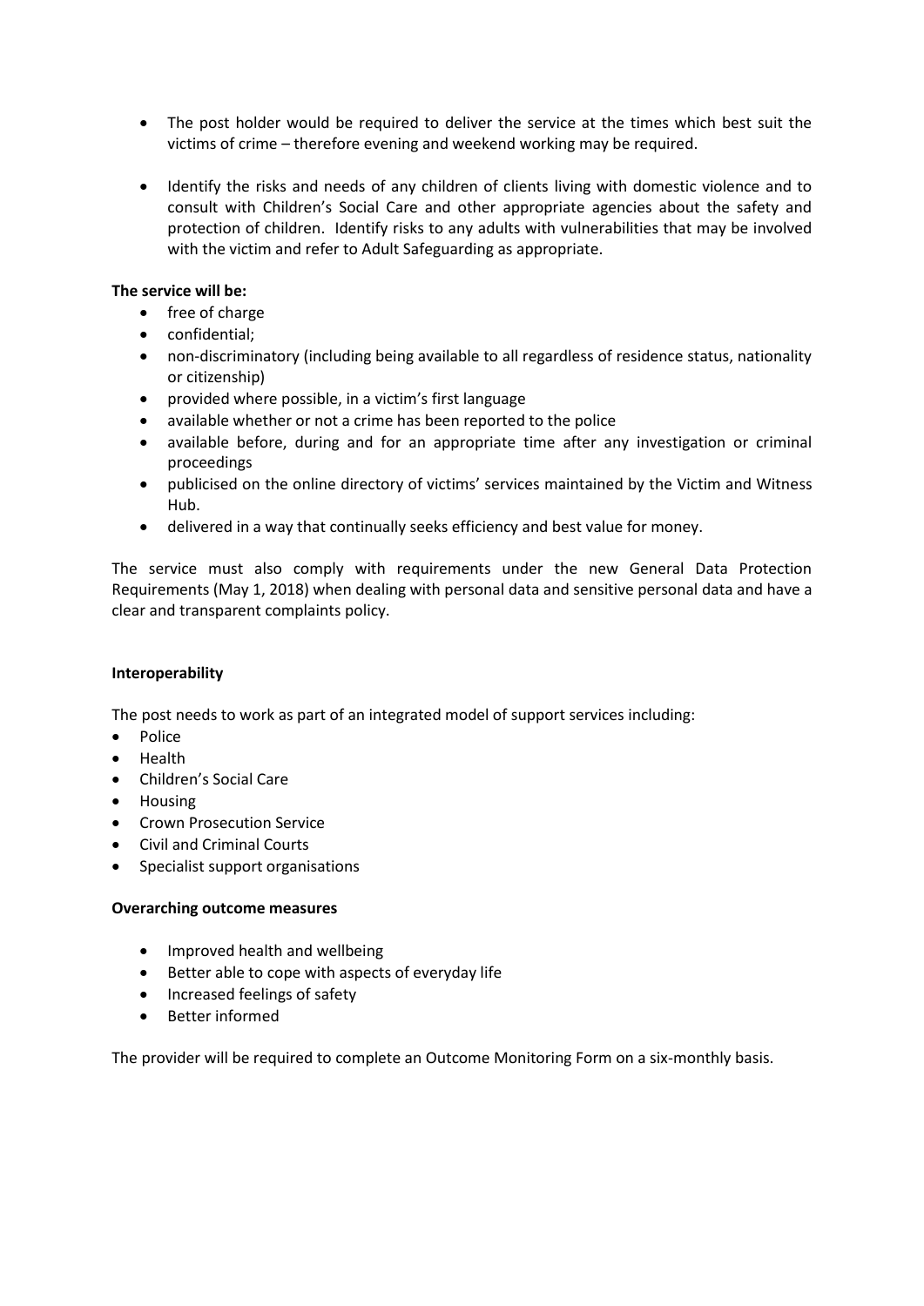- The post holder would be required to deliver the service at the times which best suit the victims of crime – therefore evening and weekend working may be required.

- Identify the risks and needs of any children of clients living with domestic violence and to consult with Children's Social Care and other appropriate agencies about the safety and protection of children. Identify risks to any adults with vulnerabilities that may be involved with the victim and refer to Adult Safeguarding as appropriate.

**The service will be:**

- free of charge
- confidential;
- non-discriminatory (including being available to all regardless of residence status, nationality or citizenship)
- provided where possible, in a victim's first language
- available whether or not a crime has been reported to the police
- available before, during and for an appropriate time after any investigation or criminal proceedings
- publicised on the online directory of victims' services maintained by the Victim and Witness Hub.
- delivered in a way that continually seeks efficiency and best value for money.

The service must also comply with requirements under the new General Data Protection Requirements (May 1, 2018) when dealing with personal data and sensitive personal data and have a clear and transparent complaints policy.

**Interoperability**

The post needs to work as part of an integrated model of support services including:

- Police
- Health
- Children's Social Care
- Housing
- Crown Prosecution Service
- Civil and Criminal Courts
- Specialist support organisations

**Overarching outcome measures**

- Improved health and wellbeing
- Better able to cope with aspects of everyday life
- Increased feelings of safety
- Better informed

The provider will be required to complete an Outcome Monitoring Form on a six-monthly basis.